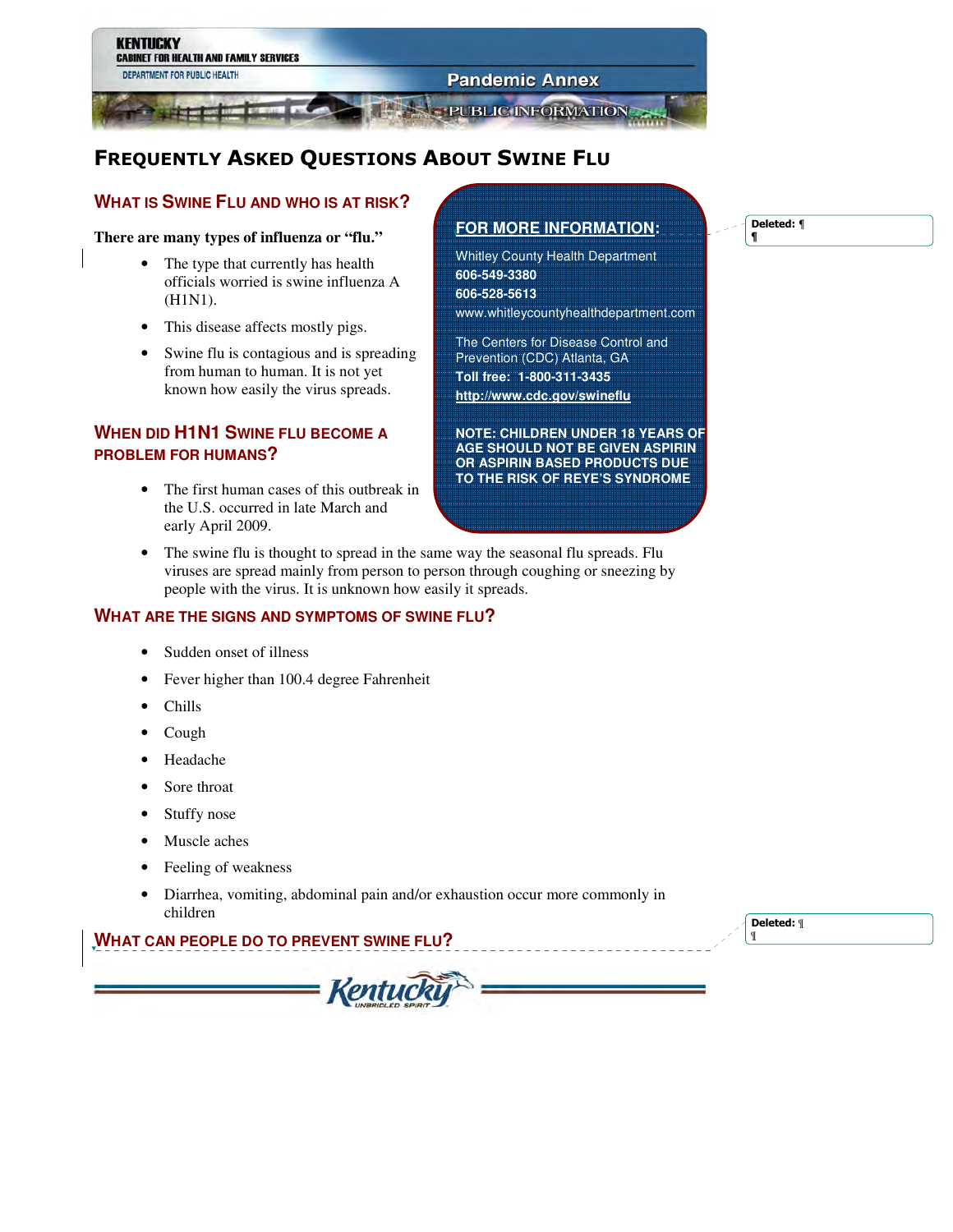KENTUCKY
CABINET FOR HEALTH AND FAMILY SERVICES
DEPARTMENT FOR PUBLIC HEALTH

Pandemic Annex

PUBLIC INFORMATION

# FREQUENTLY ASKED QUESTIONS ABOUT SWINE FLU

## WHAT IS SWINE FLU AND WHO IS AT RISK?

**There are many types of influenza or "flu."**

- The type that currently has health officials worried is swine influenza A (H1N1).
- This disease affects mostly pigs.
- Swine flu is contagious and is spreading from human to human. It is not yet known how easily the virus spreads.

## WHEN DID H1N1 SWINE FLU BECOME A PROBLEM FOR HUMANS?

- The first human cases of this outbreak in the U.S. occurred in late March and early April 2009.
- The swine flu is thought to spread in the same way the seasonal flu spreads. Flu viruses are spread mainly from person to person through coughing or sneezing by people with the virus. It is unknown how easily it spreads.

> **FOR MORE INFORMATION:**
>
> Whitley County Health Department
> **606-549-3380**
> **606-528-5613**
> www.whitleycountyhealthdepartment.com
>
> The Centers for Disease Control and Prevention (CDC) Atlanta, GA
> **Toll free: 1-800-311-3435**
> **http://www.cdc.gov/swineflu**
>
> **NOTE: CHILDREN UNDER 18 YEARS OF AGE SHOULD NOT BE GIVEN ASPIRIN OR ASPIRIN BASED PRODUCTS DUE TO THE RISK OF REYE'S SYNDROME**

## WHAT ARE THE SIGNS AND SYMPTOMS OF SWINE FLU?

- Sudden onset of illness
- Fever higher than 100.4 degree Fahrenheit
- Chills
- Cough
- Headache
- Sore throat
- Stuffy nose
- Muscle aches
- Feeling of weakness
- Diarrhea, vomiting, abdominal pain and/or exhaustion occur more commonly in children

## WHAT CAN PEOPLE DO TO PREVENT SWINE FLU?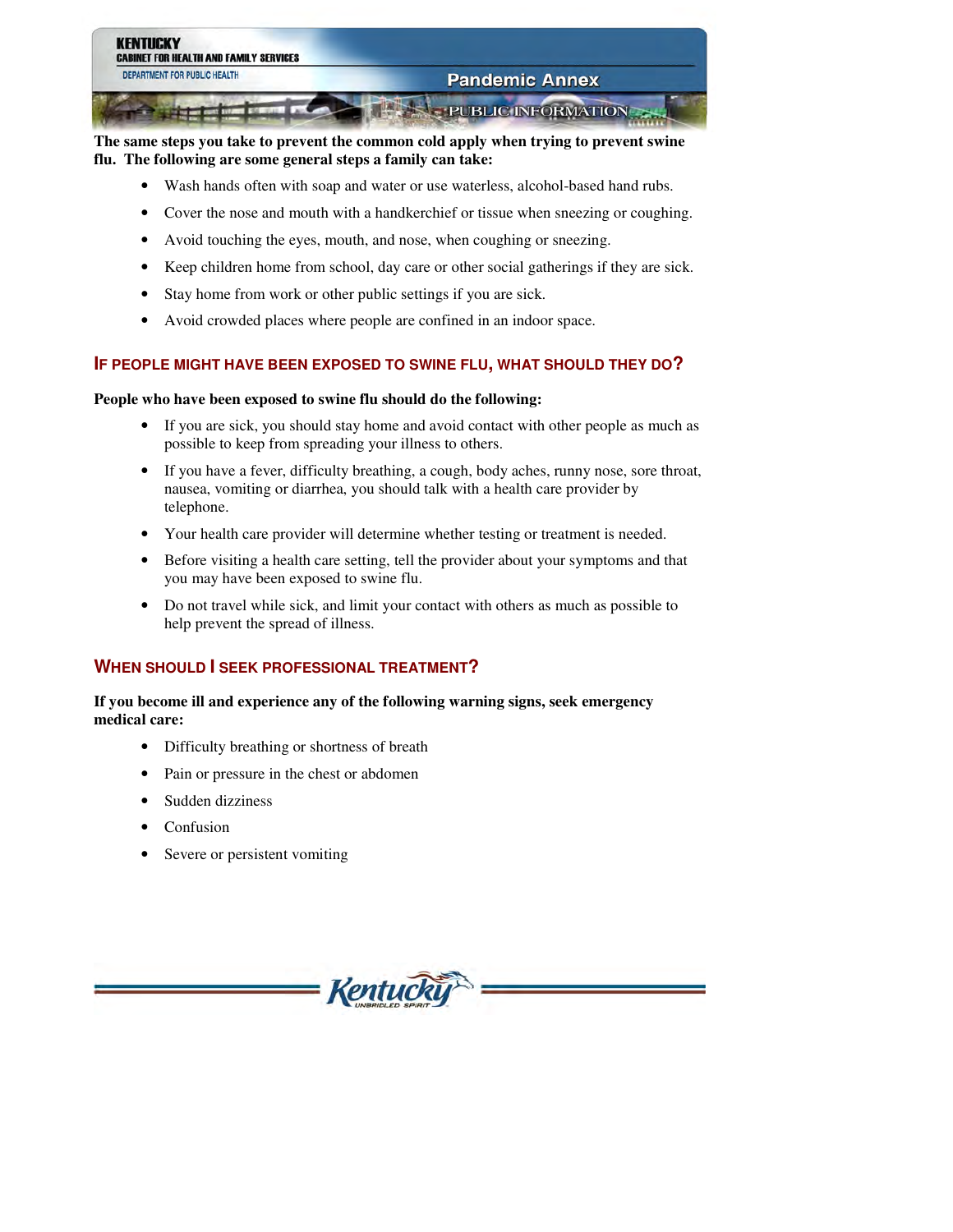**The same steps you take to prevent the common cold apply when trying to prevent swine flu. The following are some general steps a family can take:**

- Wash hands often with soap and water or use waterless, alcohol-based hand rubs.
- Cover the nose and mouth with a handkerchief or tissue when sneezing or coughing.
- Avoid touching the eyes, mouth, and nose, when coughing or sneezing.
- Keep children home from school, day care or other social gatherings if they are sick.
- Stay home from work or other public settings if you are sick.
- Avoid crowded places where people are confined in an indoor space.

## IF PEOPLE MIGHT HAVE BEEN EXPOSED TO SWINE FLU, WHAT SHOULD THEY DO?

**People who have been exposed to swine flu should do the following:**

- If you are sick, you should stay home and avoid contact with other people as much as possible to keep from spreading your illness to others.
- If you have a fever, difficulty breathing, a cough, body aches, runny nose, sore throat, nausea, vomiting or diarrhea, you should talk with a health care provider by telephone.
- Your health care provider will determine whether testing or treatment is needed.
- Before visiting a health care setting, tell the provider about your symptoms and that you may have been exposed to swine flu.
- Do not travel while sick, and limit your contact with others as much as possible to help prevent the spread of illness.

## WHEN SHOULD I SEEK PROFESSIONAL TREATMENT?

**If you become ill and experience any of the following warning signs, seek emergency medical care:**

- Difficulty breathing or shortness of breath
- Pain or pressure in the chest or abdomen
- Sudden dizziness
- Confusion
- Severe or persistent vomiting